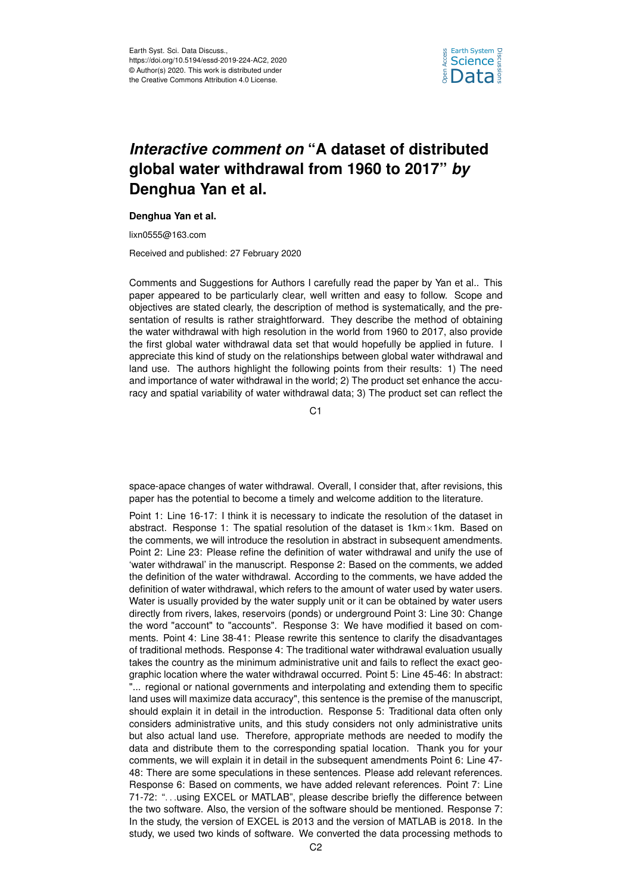# *Interactive comment on* "A dataset of distributed global water withdrawal from 1960 to 2017" *by* Denghua Yan et al.

**Denghua Yan et al.**

lixn0555@163.com

Received and published: 27 February 2020

Comments and Suggestions for Authors I carefully read the paper by Yan et al.. This paper appeared to be particularly clear, well written and easy to follow. Scope and objectives are stated clearly, the description of method is systematically, and the presentation of results is rather straightforward. They describe the method of obtaining the water withdrawal with high resolution in the world from 1960 to 2017, also provide the first global water withdrawal data set that would hopefully be applied in future. I appreciate this kind of study on the relationships between global water withdrawal and land use. The authors highlight the following points from their results: 1) The need and importance of water withdrawal in the world; 2) The product set enhance the accuracy and spatial variability of water withdrawal data; 3) The product set can reflect the space-apace changes of water withdrawal. Overall, I consider that, after revisions, this paper has the potential to become a timely and welcome addition to the literature.

Point 1: Line 16-17: I think it is necessary to indicate the resolution of the dataset in abstract. Response 1: The spatial resolution of the dataset is 1km×1km. Based on the comments, we will introduce the resolution in abstract in subsequent amendments. Point 2: Line 23: Please refine the definition of water withdrawal and unify the use of 'water withdrawal' in the manuscript. Response 2: Based on the comments, we added the definition of the water withdrawal. According to the comments, we have added the definition of water withdrawal, which refers to the amount of water used by water users. Water is usually provided by the water supply unit or it can be obtained by water users directly from rivers, lakes, reservoirs (ponds) or underground Point 3: Line 30: Change the word "account" to "accounts". Response 3: We have modified it based on comments. Point 4: Line 38-41: Please rewrite this sentence to clarify the disadvantages of traditional methods. Response 4: The traditional water withdrawal evaluation usually takes the country as the minimum administrative unit and fails to reflect the exact geographic location where the water withdrawal occurred. Point 5: Line 45-46: In abstract: "... regional or national governments and interpolating and extending them to specific land uses will maximize data accuracy", this sentence is the premise of the manuscript, should explain it in detail in the introduction. Response 5: Traditional data often only considers administrative units, and this study considers not only administrative units but also actual land use. Therefore, appropriate methods are needed to modify the data and distribute them to the corresponding spatial location. Thank you for your comments, we will explain it in detail in the subsequent amendments Point 6: Line 47-48: There are some speculations in these sentences. Please add relevant references. Response 6: Based on comments, we have added relevant references. Point 7: Line 71-72: "...using EXCEL or MATLAB", please describe briefly the difference between the two software. Also, the version of the software should be mentioned. Response 7: In the study, the version of EXCEL is 2013 and the version of MATLAB is 2018. In the study, we used two kinds of software. We converted the data processing methods to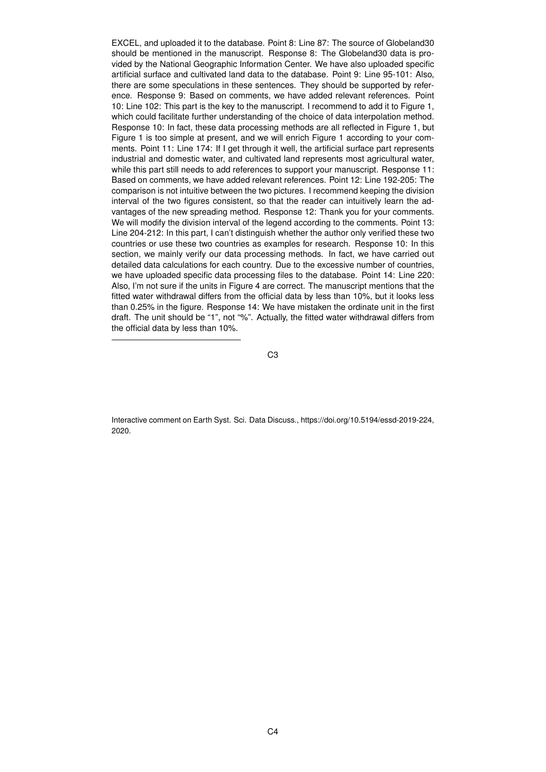EXCEL, and uploaded it to the database. Point 8: Line 87: The source of Globeland30 should be mentioned in the manuscript. Response 8: The Globeland30 data is provided by the National Geographic Information Center. We have also uploaded specific artificial surface and cultivated land data to the database. Point 9: Line 95-101: Also, there are some speculations in these sentences. They should be supported by reference. Response 9: Based on comments, we have added relevant references. Point 10: Line 102: This part is the key to the manuscript. I recommend to add it to Figure 1, which could facilitate further understanding of the choice of data interpolation method. Response 10: In fact, these data processing methods are all reflected in Figure 1, but Figure 1 is too simple at present, and we will enrich Figure 1 according to your comments. Point 11: Line 174: If I get through it well, the artificial surface part represents industrial and domestic water, and cultivated land represents most agricultural water, while this part still needs to add references to support your manuscript. Response 11: Based on comments, we have added relevant references. Point 12: Line 192-205: The comparison is not intuitive between the two pictures. I recommend keeping the division interval of the two figures consistent, so that the reader can intuitively learn the advantages of the new spreading method. Response 12: Thank you for your comments. We will modify the division interval of the legend according to the comments. Point 13: Line 204-212: In this part, I can't distinguish whether the author only verified these two countries or use these two countries as examples for research. Response 10: In this section, we mainly verify our data processing methods. In fact, we have carried out detailed data calculations for each country. Due to the excessive number of countries, we have uploaded specific data processing files to the database. Point 14: Line 220: Also, I'm not sure if the units in Figure 4 are correct. The manuscript mentions that the fitted water withdrawal differs from the official data by less than 10%, but it looks less than 0.25% in the figure. Response 14: We have mistaken the ordinate unit in the first draft. The unit should be "1", not "%". Actually, the fitted water withdrawal differs from the official data by less than 10%.

---

Interactive comment on Earth Syst. Sci. Data Discuss., https://doi.org/10.5194/essd-2019-224, 2020.